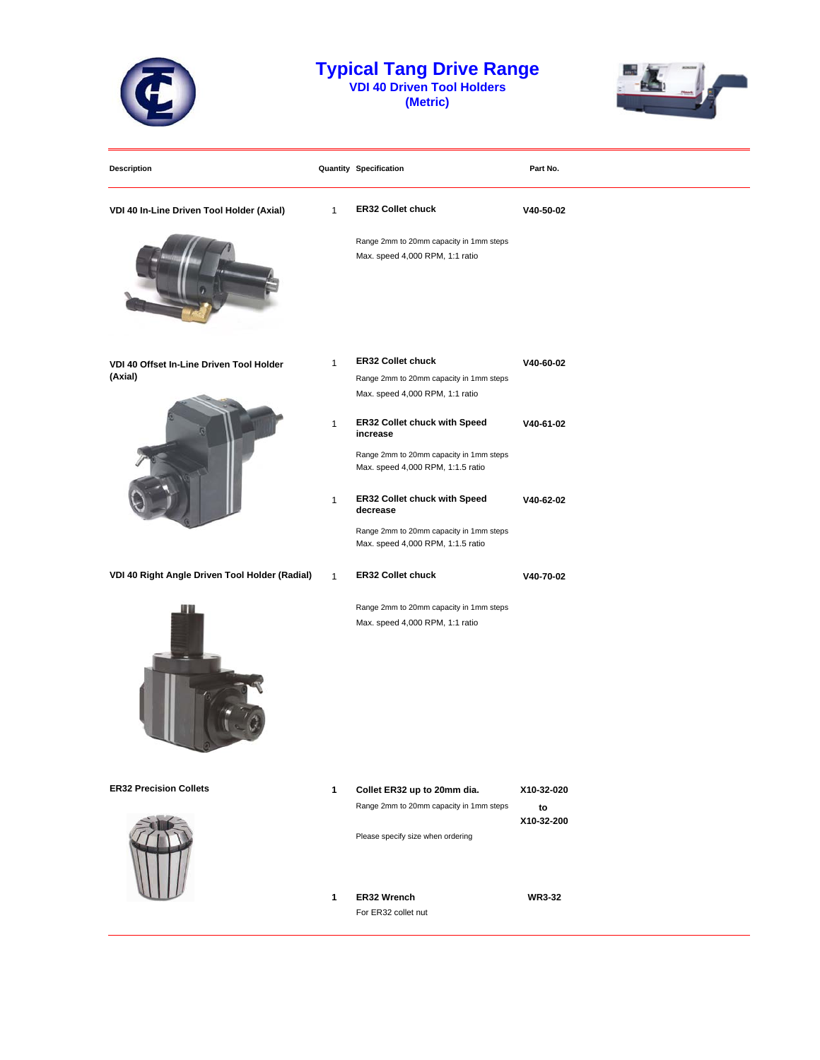# Typical Tang Drive Range

## VDI 40 Driven Tool Holders

## (Metric)

| Description | Quantity | Specification | Part No. |
|---|---|---|---|
| **VDI 40 In-Line Driven Tool Holder (Axial)** | 1 | **ER32 Collet chuck**<br>Range 2mm to 20mm capacity in 1mm steps<br>Max. speed 4,000 RPM, 1:1 ratio | **V40-50-02** |
| **VDI 40 Offset In-Line Driven Tool Holder (Axial)** | 1 | **ER32 Collet chuck**<br>Range 2mm to 20mm capacity in 1mm steps<br>Max. speed 4,000 RPM, 1:1 ratio | **V40-60-02** |
| | 1 | **ER32 Collet chuck with Speed increase**<br>Range 2mm to 20mm capacity in 1mm steps<br>Max. speed 4,000 RPM, 1:1.5 ratio | **V40-61-02** |
| | 1 | **ER32 Collet chuck with Speed decrease**<br>Range 2mm to 20mm capacity in 1mm steps<br>Max. speed 4,000 RPM, 1:1.5 ratio | **V40-62-02** |
| **VDI 40 Right Angle Driven Tool Holder (Radial)** | 1 | **ER32 Collet chuck**<br>Range 2mm to 20mm capacity in 1mm steps<br>Max. speed 4,000 RPM, 1:1 ratio | **V40-70-02** |
| **ER32 Precision Collets** | **1** | **Collet ER32 up to 20mm dia.**<br>Range 2mm to 20mm capacity in 1mm steps<br>Please specify size when ordering | **X10-32-020 to X10-32-200** |
| | **1** | **ER32 Wrench**<br>For ER32 collet nut | **WR3-32** |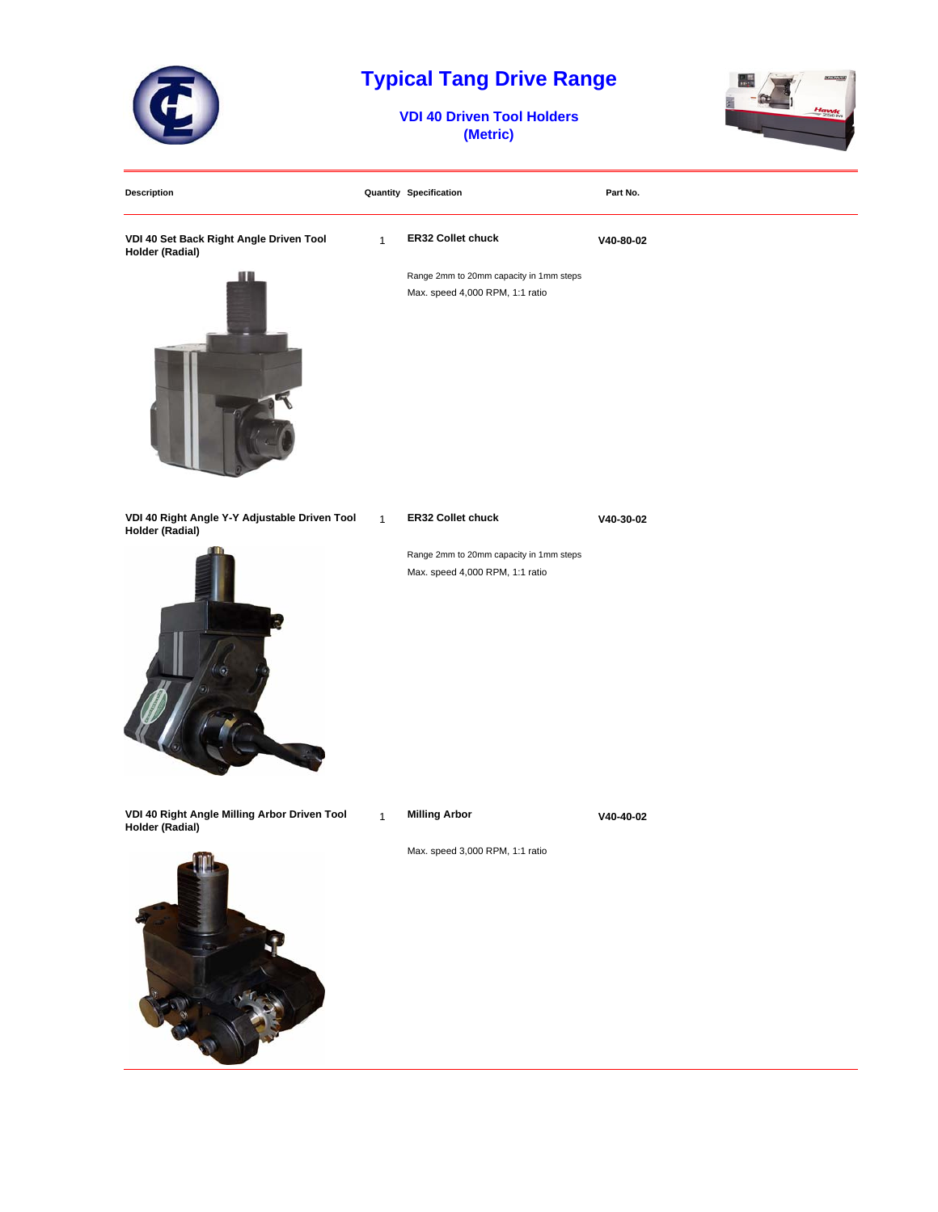# Typical Tang Drive Range

## VDI 40 Driven Tool Holders (Metric)

| Description | Quantity | Specification | Part No. |
|---|---|---|---|
| **VDI 40 Set Back Right Angle Driven Tool Holder (Radial)** | 1 | **ER32 Collet chuck**<br>Range 2mm to 20mm capacity in 1mm steps<br>Max. speed 4,000 RPM, 1:1 ratio | **V40-80-02** |
| **VDI 40 Right Angle Y-Y Adjustable Driven Tool Holder (Radial)** | 1 | **ER32 Collet chuck**<br>Range 2mm to 20mm capacity in 1mm steps<br>Max. speed 4,000 RPM, 1:1 ratio | **V40-30-02** |
| **VDI 40 Right Angle Milling Arbor Driven Tool Holder (Radial)** | 1 | **Milling Arbor**<br>Max. speed 3,000 RPM, 1:1 ratio | **V40-40-02** |